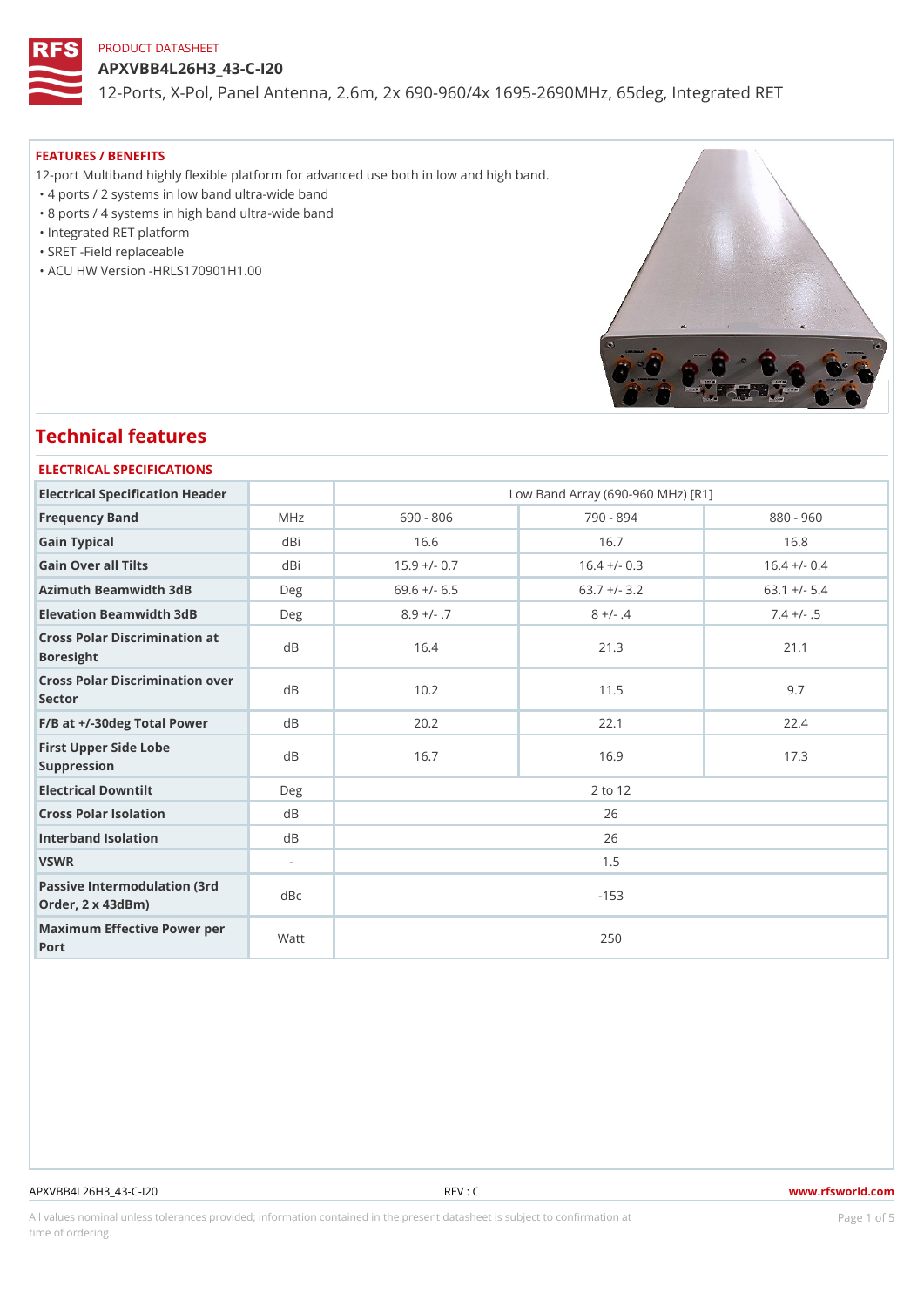PRODUCT DATASHEET

# APXVBB4L26H3_43-C-I20

12-Ports, X-Pol, Panel Antenna, 2.6m, 2x 690-960/4x 1695-2690MHz, 65deg, Integrated RET

## FEATURES / BENEFITS

12-port Multiband highly flexible platform for advanced use both in low and high band.

- 4 ports / 2 systems in low band ultra-wide band
- 8 ports / 4 systems in high band ultra-wide band
- Integrated RET platform
- SRET -Field replaceable
- ACU HW Version -HRLS170901H1.00

# Technical features

## ELECTRICAL SPECIFICATIONS

| Electrical Specification Header | | Low Band Array (690-960 MHz) [R1] | | |
|---|---|---|---|---|
| Frequency Band | MHz | 690 - 806 | 790 - 894 | 880 - 960 |
| Gain Typical | dBi | 16.6 | 16.7 | 16.8 |
| Gain Over all Tilts | dBi | 15.9 +/- 0.7 | 16.4 +/- 0.3 | 16.4 +/- 0.4 |
| Azimuth Beamwidth 3dB | Deg | 69.6 +/- 6.5 | 63.7 +/- 3.2 | 63.1 +/- 5.4 |
| Elevation Beamwidth 3dB | Deg | 8.9 +/- .7 | 8 +/- .4 | 7.4 +/- .5 |
| Cross Polar Discrimination at Boresight | dB | 16.4 | 21.3 | 21.1 |
| Cross Polar Discrimination over Sector | dB | 10.2 | 11.5 | 9.7 |
| F/B at +/-30deg Total Power | dB | 20.2 | 22.1 | 22.4 |
| First Upper Side Lobe Suppression | dB | 16.7 | 16.9 | 17.3 |
| Electrical Downtilt | Deg | 2 to 12 | | |
| Cross Polar Isolation | dB | 26 | | |
| Interband Isolation | dB | 26 | | |
| VSWR | - | 1.5 | | |
| Passive Intermodulation (3rd Order, 2 x 43dBm) | dBc | -153 | | |
| Maximum Effective Power per Port | Watt | 250 | | |

APXVBB4L26H3_43-C-I20 REV : C www.rfsworld.com

All values nominal unless tolerances provided; information contained in the present datasheet is subject to confirmation at time of ordering.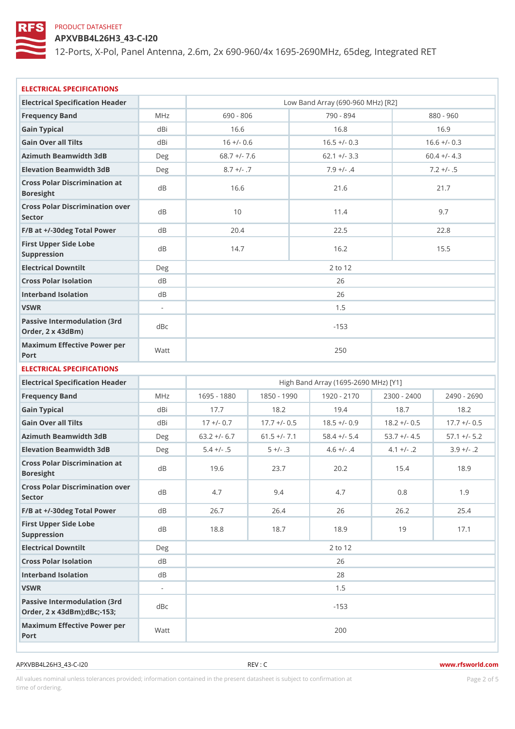PRODUCT DATASHEET

# APXVBB4L26H3_43-C-I20

12-Ports, X-Pol, Panel Antenna, 2.6m, 2x 690-960/4x 1695-2690MHz, 65deg, Integrated RET

## ELECTRICAL SPECIFICATIONS

| Electrical Specification Header | | Low Band Array (690-960 MHz) [R2] | | |
|---|---|---|---|---|
| Frequency Band | MHz | 690 - 806 | 790 - 894 | 880 - 960 |
| Gain Typical | dBi | 16.6 | 16.8 | 16.9 |
| Gain Over all Tilts | dBi | 16 +/- 0.6 | 16.5 +/- 0.3 | 16.6 +/- 0.3 |
| Azimuth Beamwidth 3dB | Deg | 68.7 +/- 7.6 | 62.1 +/- 3.3 | 60.4 +/- 4.3 |
| Elevation Beamwidth 3dB | Deg | 8.7 +/- .7 | 7.9 +/- .4 | 7.2 +/- .5 |
| Cross Polar Discrimination at Boresight | dB | 16.6 | 21.6 | 21.7 |
| Cross Polar Discrimination over Sector | dB | 10 | 11.4 | 9.7 |
| F/B at +/-30deg Total Power | dB | 20.4 | 22.5 | 22.8 |
| First Upper Side Lobe Suppression | dB | 14.7 | 16.2 | 15.5 |
| Electrical Downtilt | Deg | 2 to 12 | | |
| Cross Polar Isolation | dB | 26 | | |
| Interband Isolation | dB | 26 | | |
| VSWR | - | 1.5 | | |
| Passive Intermodulation (3rd Order, 2 x 43dBm) | dBc | -153 | | |
| Maximum Effective Power per Port | Watt | 250 | | |

## ELECTRICAL SPECIFICATIONS

| Electrical Specification Header | | High Band Array (1695-2690 MHz) [Y1] | | | | |
|---|---|---|---|---|---|---|
| Frequency Band | MHz | 1695 - 1880 | 1850 - 1990 | 1920 - 2170 | 2300 - 2400 | 2490 - 2690 |
| Gain Typical | dBi | 17.7 | 18.2 | 19.4 | 18.7 | 18.2 |
| Gain Over all Tilts | dBi | 17 +/- 0.7 | 17.7 +/- 0.5 | 18.5 +/- 0.9 | 18.2 +/- 0.5 | 17.7 +/- 0.5 |
| Azimuth Beamwidth 3dB | Deg | 63.2 +/- 6.7 | 61.5 +/- 7.1 | 58.4 +/- 5.4 | 53.7 +/- 4.5 | 57.1 +/- 5.2 |
| Elevation Beamwidth 3dB | Deg | 5.4 +/- .5 | 5 +/- .3 | 4.6 +/- .4 | 4.1 +/- .2 | 3.9 +/- .2 |
| Cross Polar Discrimination at Boresight | dB | 19.6 | 23.7 | 20.2 | 15.4 | 18.9 |
| Cross Polar Discrimination over Sector | dB | 4.7 | 9.4 | 4.7 | 0.8 | 1.9 |
| F/B at +/-30deg Total Power | dB | 26.7 | 26.4 | 26 | 26.2 | 25.4 |
| First Upper Side Lobe Suppression | dB | 18.8 | 18.7 | 18.9 | 19 | 17.1 |
| Electrical Downtilt | Deg | 2 to 12 | | | | |
| Cross Polar Isolation | dB | 26 | | | | |
| Interband Isolation | dB | 28 | | | | |
| VSWR | - | 1.5 | | | | |
| Passive Intermodulation (3rd Order, 2 x 43dBm);dBc;-153; | dBc | -153 | | | | |
| Maximum Effective Power per Port | Watt | 200 | | | | |

APXVBB4L26H3_43-C-I20 REV : C www.rfsworld.com

All values nominal unless tolerances provided; information contained in the present datasheet is subject to confirmation at time of ordering.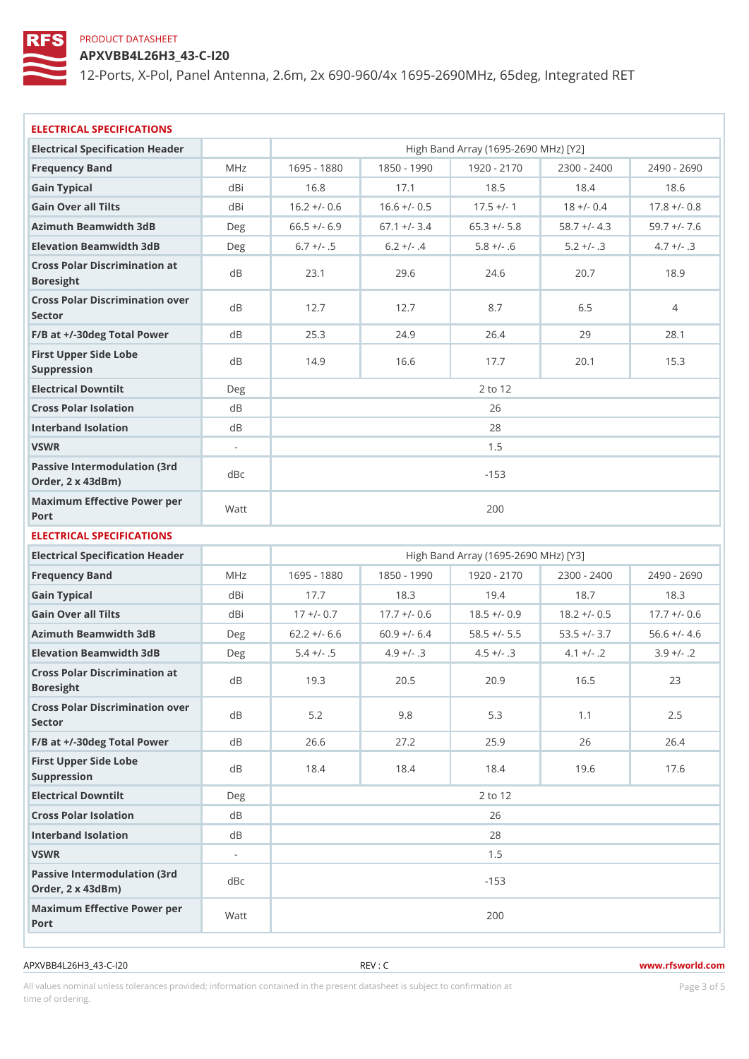PRODUCT DATASHEET

# APXVBB4L26H3_43-C-I20

12-Ports, X-Pol, Panel Antenna, 2.6m, 2x 690-960/4x 1695-2690MHz, 65deg, Integrated RET

## ELECTRICAL SPECIFICATIONS

| Electrical Specification Header | | High Band Array (1695-2690 MHz) [Y2] | | | | |
|---|---|---|---|---|---|---|
| Frequency Band | MHz | 1695 - 1880 | 1850 - 1990 | 1920 - 2170 | 2300 - 2400 | 2490 - 2690 |
| Gain Typical | dBi | 16.8 | 17.1 | 18.5 | 18.4 | 18.6 |
| Gain Over all Tilts | dBi | 16.2 +/- 0.6 | 16.6 +/- 0.5 | 17.5 +/- 1 | 18 +/- 0.4 | 17.8 +/- 0.8 |
| Azimuth Beamwidth 3dB | Deg | 66.5 +/- 6.9 | 67.1 +/- 3.4 | 65.3 +/- 5.8 | 58.7 +/- 4.3 | 59.7 +/- 7.6 |
| Elevation Beamwidth 3dB | Deg | 6.7 +/- .5 | 6.2 +/- .4 | 5.8 +/- .6 | 5.2 +/- .3 | 4.7 +/- .3 |
| Cross Polar Discrimination at Boresight | dB | 23.1 | 29.6 | 24.6 | 20.7 | 18.9 |
| Cross Polar Discrimination over Sector | dB | 12.7 | 12.7 | 8.7 | 6.5 | 4 |
| F/B at +/-30deg Total Power | dB | 25.3 | 24.9 | 26.4 | 29 | 28.1 |
| First Upper Side Lobe Suppression | dB | 14.9 | 16.6 | 17.7 | 20.1 | 15.3 |
| Electrical Downtilt | Deg | 2 to 12 | | | | |
| Cross Polar Isolation | dB | 26 | | | | |
| Interband Isolation | dB | 28 | | | | |
| VSWR | - | 1.5 | | | | |
| Passive Intermodulation (3rd Order, 2 x 43dBm) | dBc | -153 | | | | |
| Maximum Effective Power per Port | Watt | 200 | | | | |

## ELECTRICAL SPECIFICATIONS

| Electrical Specification Header | | High Band Array (1695-2690 MHz) [Y3] | | | | |
|---|---|---|---|---|---|---|
| Frequency Band | MHz | 1695 - 1880 | 1850 - 1990 | 1920 - 2170 | 2300 - 2400 | 2490 - 2690 |
| Gain Typical | dBi | 17.7 | 18.3 | 19.4 | 18.7 | 18.3 |
| Gain Over all Tilts | dBi | 17 +/- 0.7 | 17.7 +/- 0.6 | 18.5 +/- 0.9 | 18.2 +/- 0.5 | 17.7 +/- 0.6 |
| Azimuth Beamwidth 3dB | Deg | 62.2 +/- 6.6 | 60.9 +/- 6.4 | 58.5 +/- 5.5 | 53.5 +/- 3.7 | 56.6 +/- 4.6 |
| Elevation Beamwidth 3dB | Deg | 5.4 +/- .5 | 4.9 +/- .3 | 4.5 +/- .3 | 4.1 +/- .2 | 3.9 +/- .2 |
| Cross Polar Discrimination at Boresight | dB | 19.3 | 20.5 | 20.9 | 16.5 | 23 |
| Cross Polar Discrimination over Sector | dB | 5.2 | 9.8 | 5.3 | 1.1 | 2.5 |
| F/B at +/-30deg Total Power | dB | 26.6 | 27.2 | 25.9 | 26 | 26.4 |
| First Upper Side Lobe Suppression | dB | 18.4 | 18.4 | 18.4 | 19.6 | 17.6 |
| Electrical Downtilt | Deg | 2 to 12 | | | | |
| Cross Polar Isolation | dB | 26 | | | | |
| Interband Isolation | dB | 28 | | | | |
| VSWR | - | 1.5 | | | | |
| Passive Intermodulation (3rd Order, 2 x 43dBm) | dBc | -153 | | | | |
| Maximum Effective Power per Port | Watt | 200 | | | | |

APXVBB4L26H3_43-C-I20 REV : C www.rfsworld.com

All values nominal unless tolerances provided; information contained in the present datasheet is subject to confirmation at time of ordering.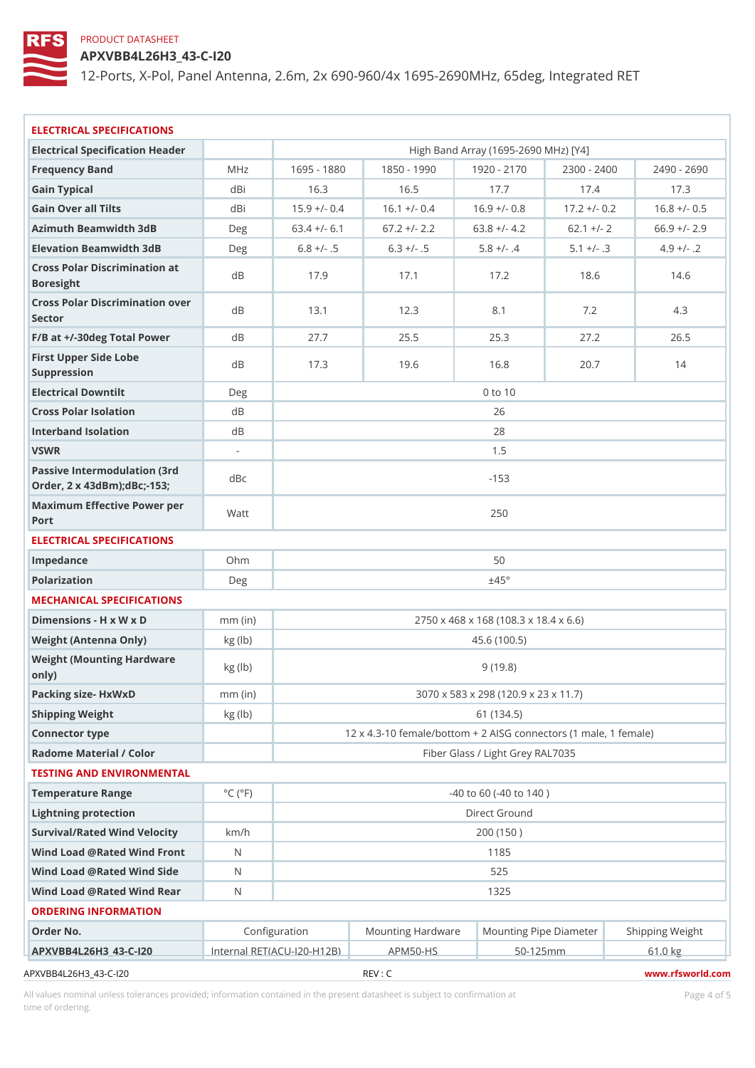PRODUCT DATASHEET

# APXVBB4L26H3_43-C-I20

12-Ports, X-Pol, Panel Antenna, 2.6m, 2x 690-960/4x 1695-2690MHz, 65deg, Integrated RET

## ELECTRICAL SPECIFICATIONS

| Electrical Specification Header | | High Band Array (1695-2690 MHz) [Y4] | | | | |
|---|---|---|---|---|---|---|
| Frequency Band | MHz | 1695 - 1880 | 1850 - 1990 | 1920 - 2170 | 2300 - 2400 | 2490 - 2690 |
| Gain Typical | dBi | 16.3 | 16.5 | 17.7 | 17.4 | 17.3 |
| Gain Over all Tilts | dBi | 15.9 +/- 0.4 | 16.1 +/- 0.4 | 16.9 +/- 0.8 | 17.2 +/- 0.2 | 16.8 +/- 0.5 |
| Azimuth Beamwidth 3dB | Deg | 63.4 +/- 6.1 | 67.2 +/- 2.2 | 63.8 +/- 4.2 | 62.1 +/- 2 | 66.9 +/- 2.9 |
| Elevation Beamwidth 3dB | Deg | 6.8 +/- .5 | 6.3 +/- .5 | 5.8 +/- .4 | 5.1 +/- .3 | 4.9 +/- .2 |
| Cross Polar Discrimination at Boresight | dB | 17.9 | 17.1 | 17.2 | 18.6 | 14.6 |
| Cross Polar Discrimination over Sector | dB | 13.1 | 12.3 | 8.1 | 7.2 | 4.3 |
| F/B at +/-30deg Total Power | dB | 27.7 | 25.5 | 25.3 | 27.2 | 26.5 |
| First Upper Side Lobe Suppression | dB | 17.3 | 19.6 | 16.8 | 20.7 | 14 |
| Electrical Downtilt | Deg | 0 to 10 | | | | |
| Cross Polar Isolation | dB | 26 | | | | |
| Interband Isolation | dB | 28 | | | | |
| VSWR | - | 1.5 | | | | |
| Passive Intermodulation (3rd Order, 2 x 43dBm);dBc;-153; | dBc | -153 | | | | |
| Maximum Effective Power per Port | Watt | 250 | | | | |

## ELECTRICAL SPECIFICATIONS

| | | |
|---|---|---|
| Impedance | Ohm | 50 |
| Polarization | Deg | ±45° |

## MECHANICAL SPECIFICATIONS

| | | |
|---|---|---|
| Dimensions - H x W x D | mm (in) | 2750 x 468 x 168 (108.3 x 18.4 x 6.6) |
| Weight (Antenna Only) | kg (lb) | 45.6 (100.5) |
| Weight (Mounting Hardware only) | kg (lb) | 9 (19.8) |
| Packing size- HxWxD | mm (in) | 3070 x 583 x 298 (120.9 x 23 x 11.7) |
| Shipping Weight | kg (lb) | 61 (134.5) |
| Connector type | | 12 x 4.3-10 female/bottom + 2 AISG connectors (1 male, 1 female) |
| Radome Material / Color | | Fiber Glass / Light Grey RAL7035 |

## TESTING AND ENVIRONMENTAL

| | | |
|---|---|---|
| Temperature Range | °C (°F) | -40 to 60 (-40 to 140 ) |
| Lightning protection | | Direct Ground |
| Survival/Rated Wind Velocity | km/h | 200 (150 ) |
| Wind Load @Rated Wind Front | N | 1185 |
| Wind Load @Rated Wind Side | N | 525 |
| Wind Load @Rated Wind Rear | N | 1325 |

## ORDERING INFORMATION

| Order No. | Configuration | Mounting Hardware | Mounting Pipe Diameter | Shipping Weight |
|---|---|---|---|---|
| APXVBB4L26H3_43-C-I20 | Internal RET(ACU-I20-H12B) | APM50-HS | 50-125mm | 61.0 kg |

APXVBB4L26H3_43-C-I20 REV : C www.rfsworld.com

All values nominal unless tolerances provided; information contained in the present datasheet is subject to confirmation at time of ordering.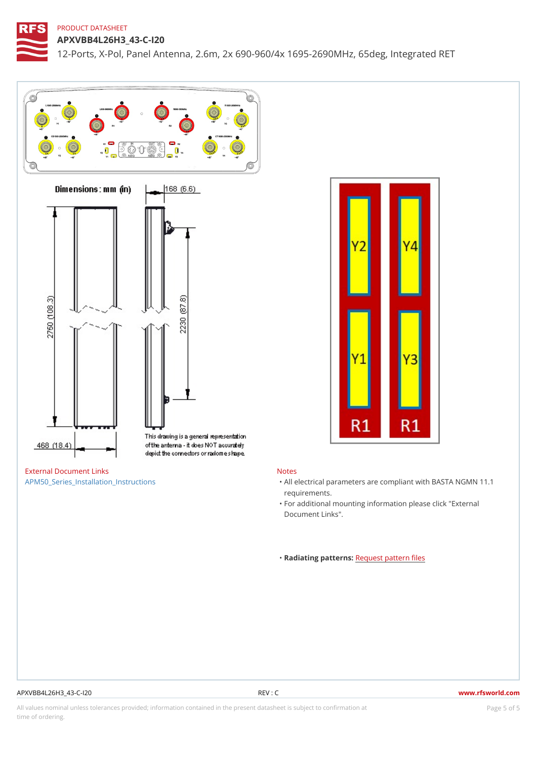PRODUCT DATASHEET

# APXVBB4L26H3_43-C-I20

12-Ports, X-Pol, Panel Antenna, 2.6m, 2x 690-960/4x 1695-2690MHz, 65deg, Integrated RET

Dimensions : mm (in)

168 (6.6)

2750 (108.3)

2230 (87.8)

468 (18.4)

This drawing is a general representation of the antenna - it does NOT accurately depict the connectors or radome shape.

Y2

Y4

Y1

Y3

R1

R1

## External Document Links

APM50_Series_Installation_Instructions

## Notes

- All electrical parameters are compliant with BASTA NGMN 11.1 requirements.
- For additional mounting information please click "External Document Links".

- **Radiating patterns:** Request pattern files

APXVBB4L26H3_43-C-I20 REV : C www.rfsworld.com

All values nominal unless tolerances provided; information contained in the present datasheet is subject to confirmation at time of ordering.